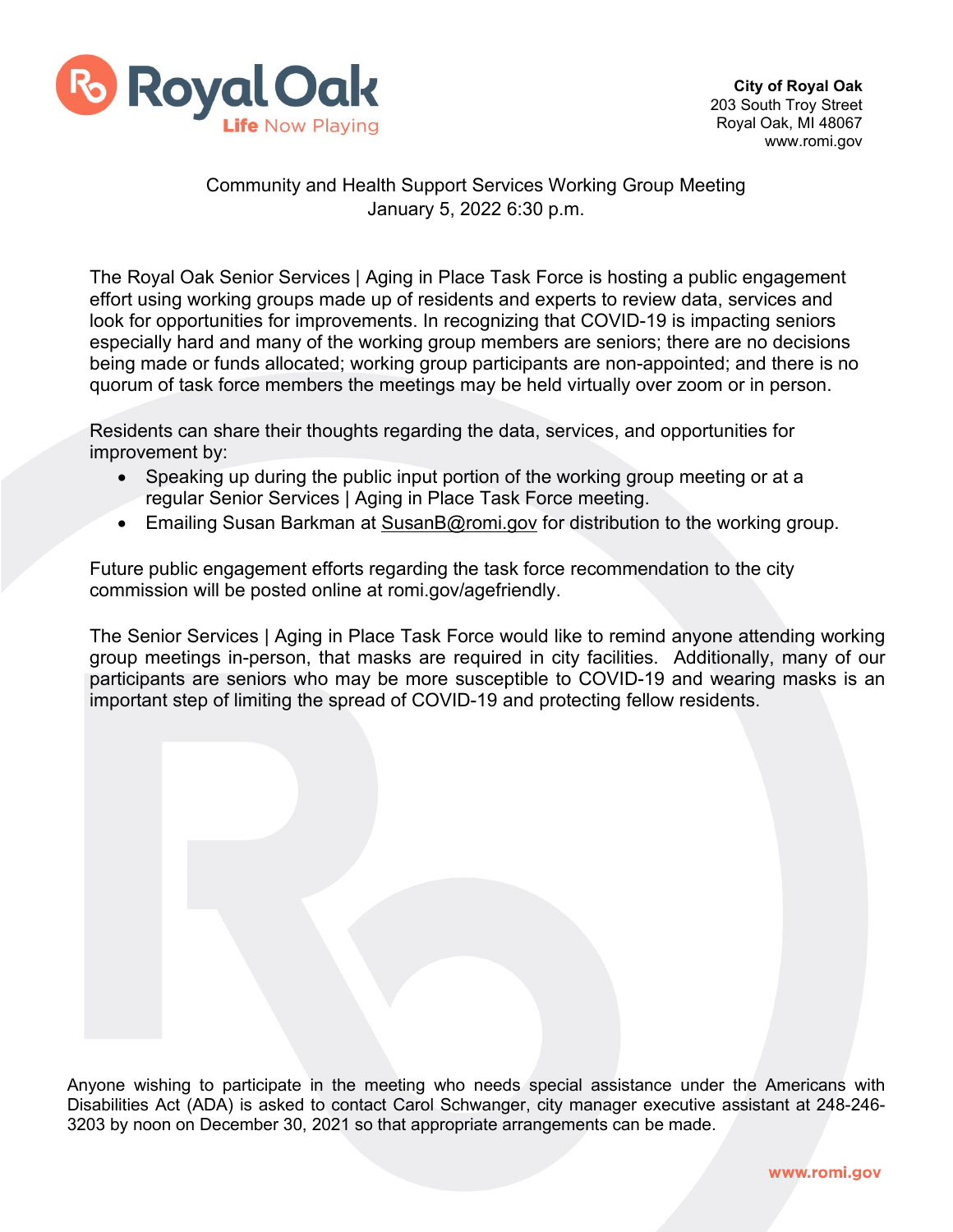**City of Royal Oak**
203 South Troy Street
Royal Oak, MI 48067
www.romi.gov

Community and Health Support Services Working Group Meeting
January 5, 2022 6:30 p.m.

The Royal Oak Senior Services | Aging in Place Task Force is hosting a public engagement effort using working groups made up of residents and experts to review data, services and look for opportunities for improvements. In recognizing that COVID-19 is impacting seniors especially hard and many of the working group members are seniors; there are no decisions being made or funds allocated; working group participants are non-appointed; and there is no quorum of task force members the meetings may be held virtually over zoom or in person.

Residents can share their thoughts regarding the data, services, and opportunities for improvement by:

- Speaking up during the public input portion of the working group meeting or at a regular Senior Services | Aging in Place Task Force meeting.
- Emailing Susan Barkman at SusanB@romi.gov for distribution to the working group.

Future public engagement efforts regarding the task force recommendation to the city commission will be posted online at romi.gov/agefriendly.

The Senior Services | Aging in Place Task Force would like to remind anyone attending working group meetings in-person, that masks are required in city facilities. Additionally, many of our participants are seniors who may be more susceptible to COVID-19 and wearing masks is an important step of limiting the spread of COVID-19 and protecting fellow residents.

Anyone wishing to participate in the meeting who needs special assistance under the Americans with Disabilities Act (ADA) is asked to contact Carol Schwanger, city manager executive assistant at 248-246-3203 by noon on December 30, 2021 so that appropriate arrangements can be made.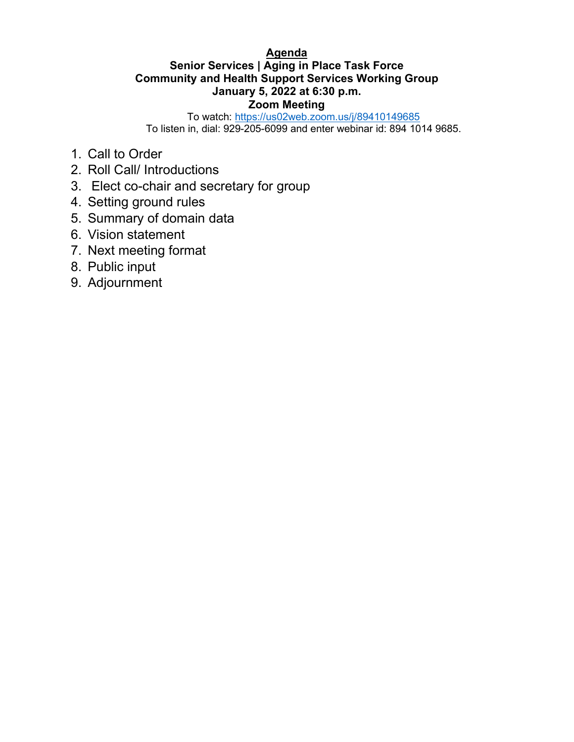# Agenda

## Senior Services | Aging in Place Task Force
## Community and Health Support Services Working Group
## January 5, 2022 at 6:30 p.m.
## Zoom Meeting

To watch: https://us02web.zoom.us/j/89410149685

To listen in, dial: 929-205-6099 and enter webinar id: 894 1014 9685.

1. Call to Order
2. Roll Call/ Introductions
3. Elect co-chair and secretary for group
4. Setting ground rules
5. Summary of domain data
6. Vision statement
7. Next meeting format
8. Public input
9. Adjournment